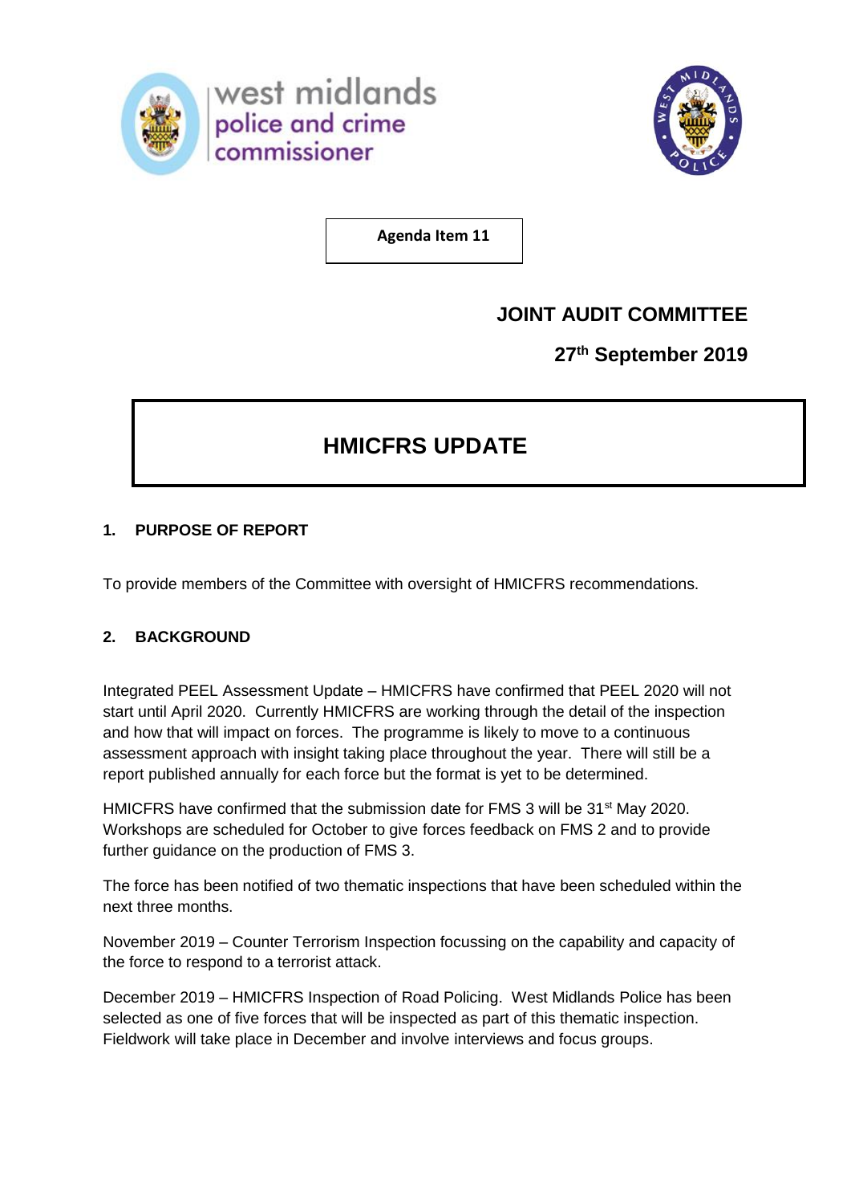west midlands police and crime commissioner

**Agenda Item 11**

**JOINT AUDIT COMMITTEE**

**27th September 2019**

# HMICFRS UPDATE

## 1. PURPOSE OF REPORT

To provide members of the Committee with oversight of HMICFRS recommendations.

## 2. BACKGROUND

Integrated PEEL Assessment Update – HMICFRS have confirmed that PEEL 2020 will not start until April 2020. Currently HMICFRS are working through the detail of the inspection and how that will impact on forces. The programme is likely to move to a continuous assessment approach with insight taking place throughout the year. There will still be a report published annually for each force but the format is yet to be determined.

HMICFRS have confirmed that the submission date for FMS 3 will be 31st May 2020. Workshops are scheduled for October to give forces feedback on FMS 2 and to provide further guidance on the production of FMS 3.

The force has been notified of two thematic inspections that have been scheduled within the next three months.

November 2019 – Counter Terrorism Inspection focussing on the capability and capacity of the force to respond to a terrorist attack.

December 2019 – HMICFRS Inspection of Road Policing. West Midlands Police has been selected as one of five forces that will be inspected as part of this thematic inspection. Fieldwork will take place in December and involve interviews and focus groups.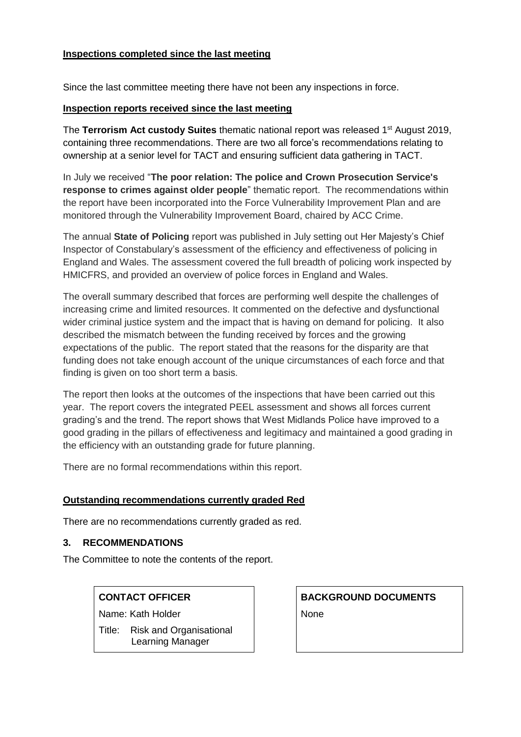**Inspections completed since the last meeting**

Since the last committee meeting there have not been any inspections in force.

**Inspection reports received since the last meeting**

The **Terrorism Act custody Suites** thematic national report was released 1st August 2019, containing three recommendations. There are two all force's recommendations relating to ownership at a senior level for TACT and ensuring sufficient data gathering in TACT.

In July we received "**The poor relation: The police and Crown Prosecution Service's response to crimes against older people**" thematic report. The recommendations within the report have been incorporated into the Force Vulnerability Improvement Plan and are monitored through the Vulnerability Improvement Board, chaired by ACC Crime.

The annual **State of Policing** report was published in July setting out Her Majesty's Chief Inspector of Constabulary's assessment of the efficiency and effectiveness of policing in England and Wales. The assessment covered the full breadth of policing work inspected by HMICFRS, and provided an overview of police forces in England and Wales.

The overall summary described that forces are performing well despite the challenges of increasing crime and limited resources. It commented on the defective and dysfunctional wider criminal justice system and the impact that is having on demand for policing. It also described the mismatch between the funding received by forces and the growing expectations of the public. The report stated that the reasons for the disparity are that funding does not take enough account of the unique circumstances of each force and that finding is given on too short term a basis.

The report then looks at the outcomes of the inspections that have been carried out this year. The report covers the integrated PEEL assessment and shows all forces current grading's and the trend. The report shows that West Midlands Police have improved to a good grading in the pillars of effectiveness and legitimacy and maintained a good grading in the efficiency with an outstanding grade for future planning.

There are no formal recommendations within this report.

**Outstanding recommendations currently graded Red**

There are no recommendations currently graded as red.

## 3. RECOMMENDATIONS

The Committee to note the contents of the report.

**CONTACT OFFICER**

Name: Kath Holder

Title: Risk and Organisational Learning Manager

**BACKGROUND DOCUMENTS**

None